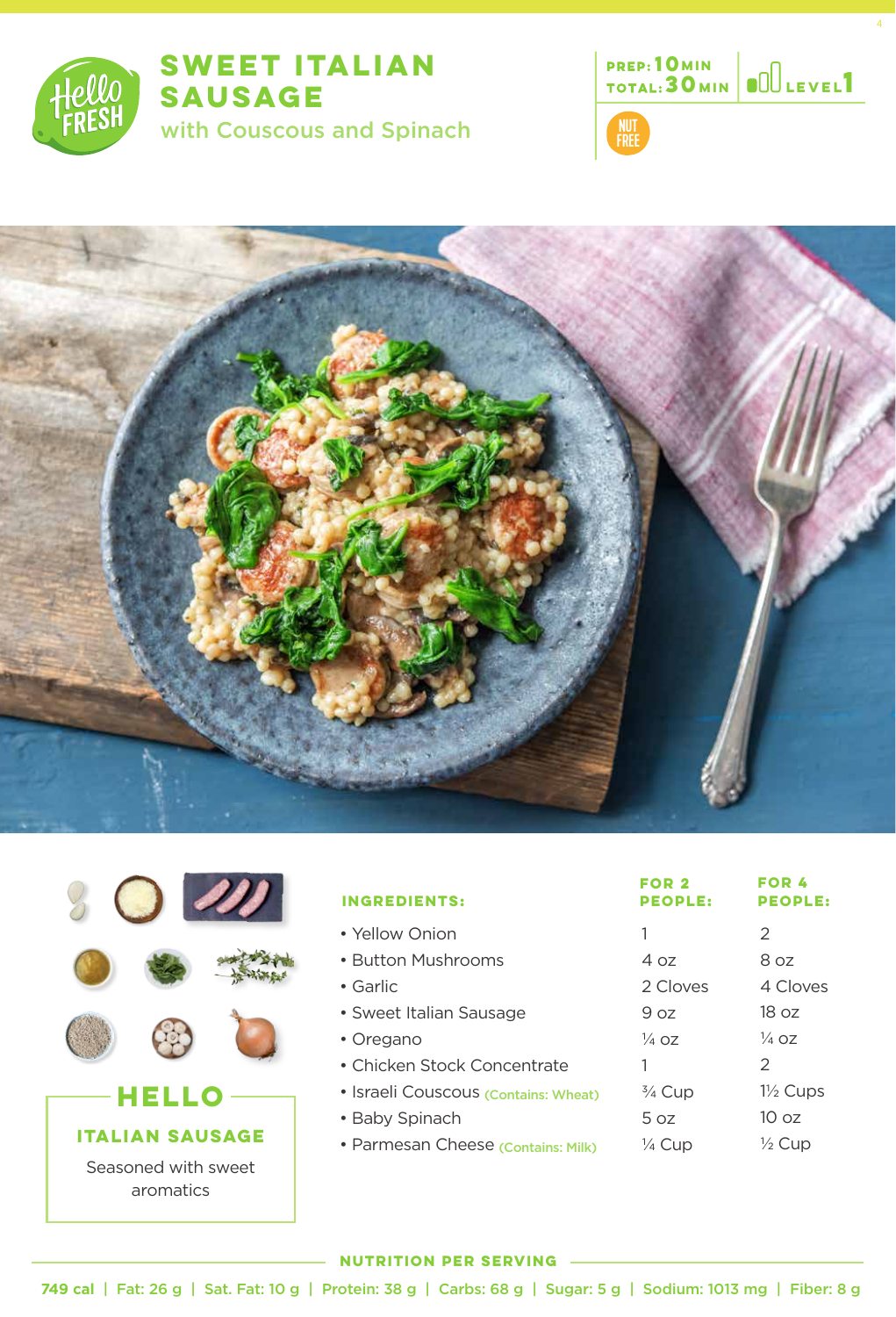# SWEET ITALIAN SAUSAGE

## with Couscous and Spinach

PREP: 10 MIN
TOTAL: 30 MIN
LEVEL 1

NUT FREE

| INGREDIENTS: | FOR 2 PEOPLE: | FOR 4 PEOPLE: |
|---|---|---|
| • Yellow Onion | 1 | 2 |
| • Button Mushrooms | 4 oz | 8 oz |
| • Garlic | 2 Cloves | 4 Cloves |
| • Sweet Italian Sausage | 9 oz | 18 oz |
| • Oregano | ¼ oz | ¼ oz |
| • Chicken Stock Concentrate | 1 | 2 |
| • Israeli Couscous (Contains: Wheat) | ¾ Cup | 1½ Cups |
| • Baby Spinach | 5 oz | 10 oz |
| • Parmesan Cheese (Contains: Milk) | ¼ Cup | ½ Cup |

## HELLO

### ITALIAN SAUSAGE

Seasoned with sweet aromatics

### NUTRITION PER SERVING

749 cal | Fat: 26 g | Sat. Fat: 10 g | Protein: 38 g | Carbs: 68 g | Sugar: 5 g | Sodium: 1013 mg | Fiber: 8 g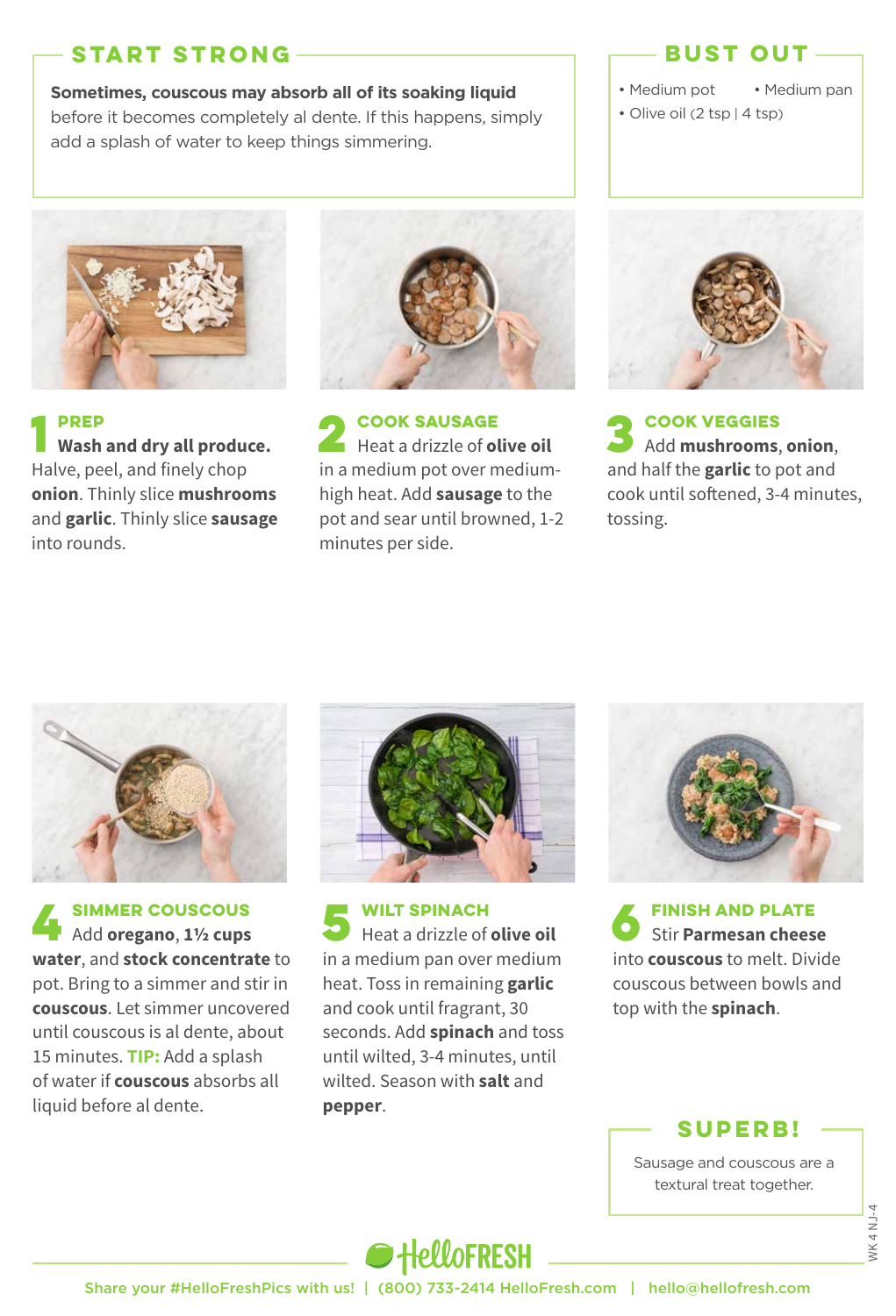## START STRONG

**Sometimes, couscous may absorb all of its soaking liquid** before it becomes completely al dente. If this happens, simply add a splash of water to keep things simmering.

## BUST OUT

- Medium pot
- Medium pan
- Olive oil (2 tsp | 4 tsp)

### 1 PREP

**Wash and dry all produce.** Halve, peel, and finely chop **onion**. Thinly slice **mushrooms** and **garlic**. Thinly slice **sausage** into rounds.

### 2 COOK SAUSAGE

Heat a drizzle of **olive oil** in a medium pot over medium-high heat. Add **sausage** to the pot and sear until browned, 1-2 minutes per side.

### 3 COOK VEGGIES

Add **mushrooms**, **onion**, and half the **garlic** to pot and cook until softened, 3-4 minutes, tossing.

### 4 SIMMER COUSCOUS

Add **oregano**, **1½ cups water**, and **stock concentrate** to pot. Bring to a simmer and stir in **couscous**. Let simmer uncovered until couscous is al dente, about 15 minutes. **TIP:** Add a splash of water if **couscous** absorbs all liquid before al dente.

### 5 WILT SPINACH

Heat a drizzle of **olive oil** in a medium pan over medium heat. Toss in remaining **garlic** and cook until fragrant, 30 seconds. Add **spinach** and toss until wilted, 3-4 minutes, until wilted. Season with **salt** and **pepper**.

### 6 FINISH AND PLATE

Stir **Parmesan cheese** into **couscous** to melt. Divide couscous between bowls and top with the **spinach**.

## SUPERB!

Sausage and couscous are a textural treat together.

WK 4 NJ-4

HelloFRESH

Share your #HelloFreshPics with us! | (800) 733-2414 HelloFresh.com | hello@hellofresh.com